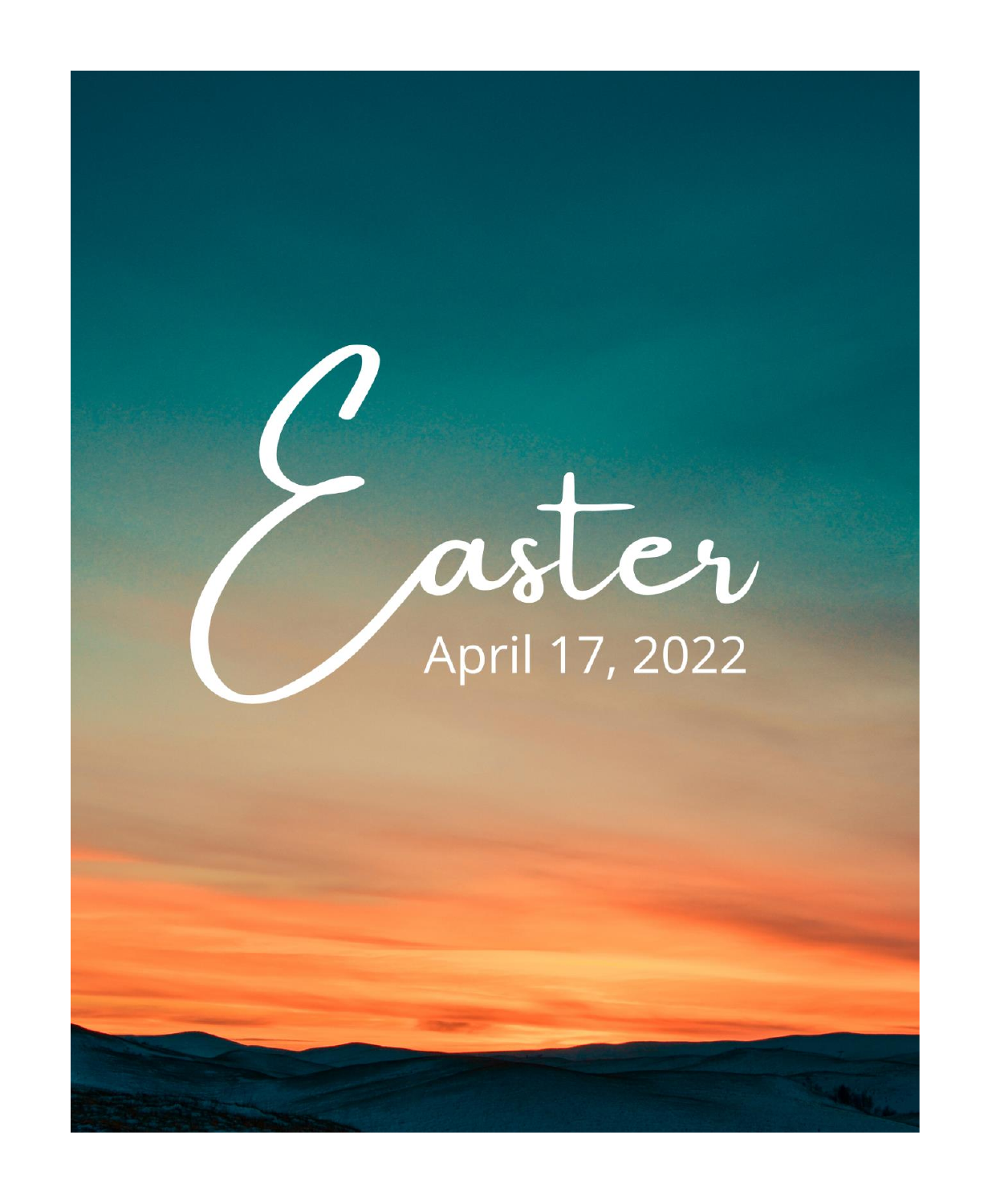# Easter

April 17, 2022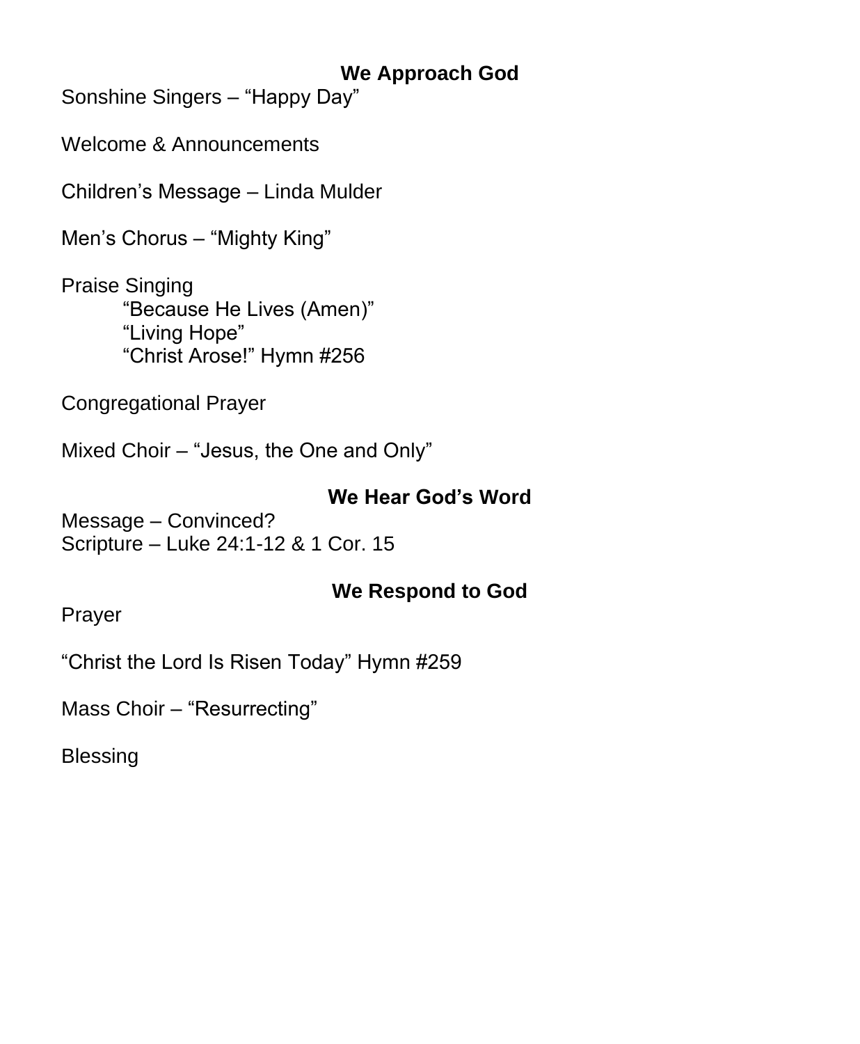## We Approach God

Sonshine Singers – “Happy Day”

Welcome & Announcements

Children’s Message – Linda Mulder

Men’s Chorus – “Mighty King”

Praise Singing

- “Because He Lives (Amen)”
- “Living Hope”
- “Christ Arose!” Hymn #256

Congregational Prayer

Mixed Choir – “Jesus, the One and Only”

## We Hear God’s Word

Message – Convinced?
Scripture – Luke 24:1-12 & 1 Cor. 15

## We Respond to God

Prayer

“Christ the Lord Is Risen Today” Hymn #259

Mass Choir – “Resurrecting”

Blessing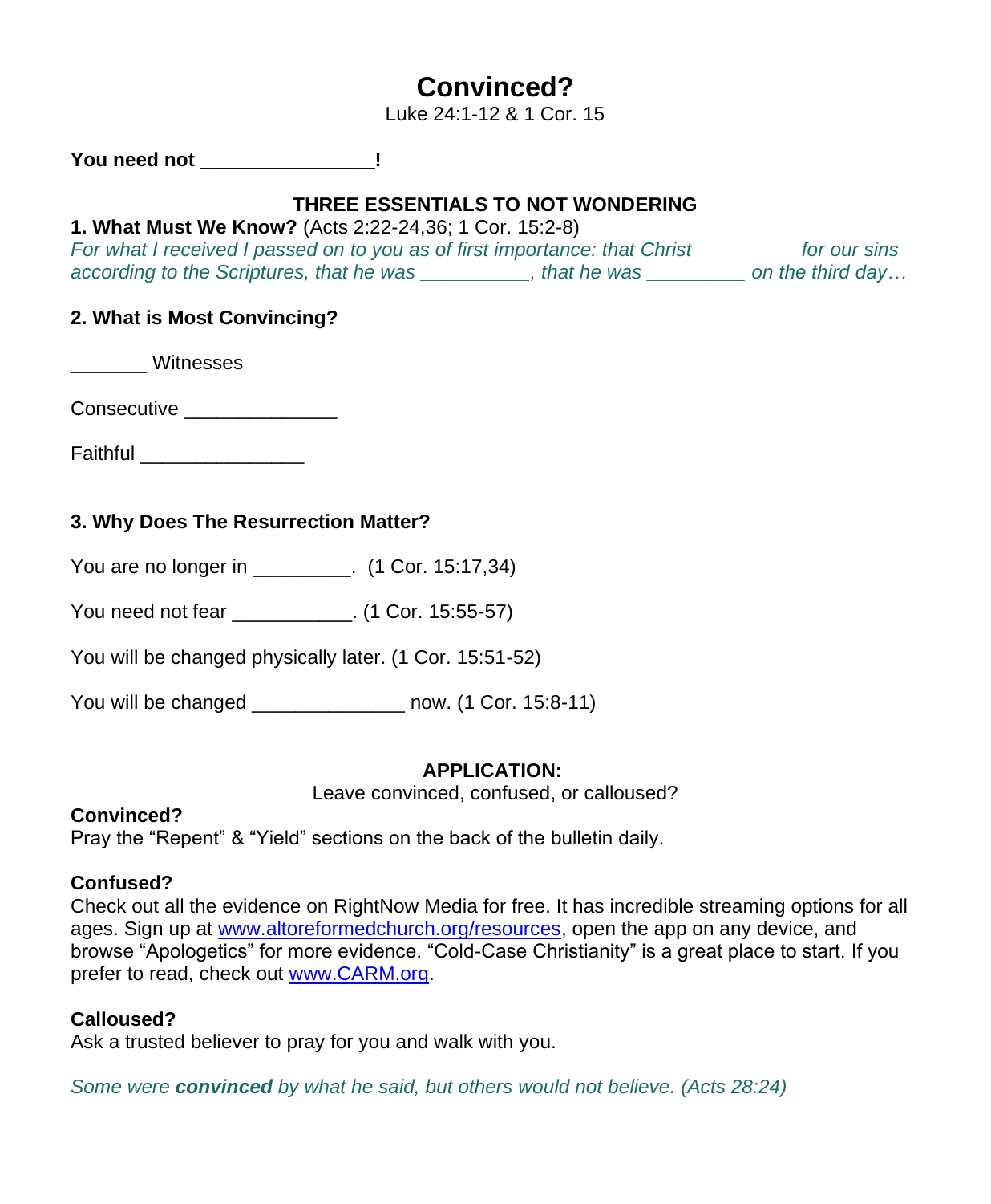# Convinced?

Luke 24:1-12 & 1 Cor. 15

**You need not _______________!**

**THREE ESSENTIALS TO NOT WONDERING**

**1. What Must We Know?** (Acts 2:22-24,36; 1 Cor. 15:2-8)

*For what I received I passed on to you as of first importance: that Christ _________ for our sins according to the Scriptures, that he was __________, that he was _________ on the third day…*

**2. What is Most Convincing?**

_______ Witnesses

Consecutive ______________

Faithful _______________

**3. Why Does The Resurrection Matter?**

You are no longer in _________. (1 Cor. 15:17,34)

You need not fear ___________. (1 Cor. 15:55-57)

You will be changed physically later. (1 Cor. 15:51-52)

You will be changed ______________ now. (1 Cor. 15:8-11)

**APPLICATION:**

Leave convinced, confused, or calloused?

**Convinced?**

Pray the "Repent" & "Yield" sections on the back of the bulletin daily.

**Confused?**

Check out all the evidence on RightNow Media for free. It has incredible streaming options for all ages. Sign up at www.altoreformedchurch.org/resources, open the app on any device, and browse "Apologetics" for more evidence. "Cold-Case Christianity" is a great place to start. If you prefer to read, check out www.CARM.org.

**Calloused?**

Ask a trusted believer to pray for you and walk with you.

*Some were **convinced** by what he said, but others would not believe. (Acts 28:24)*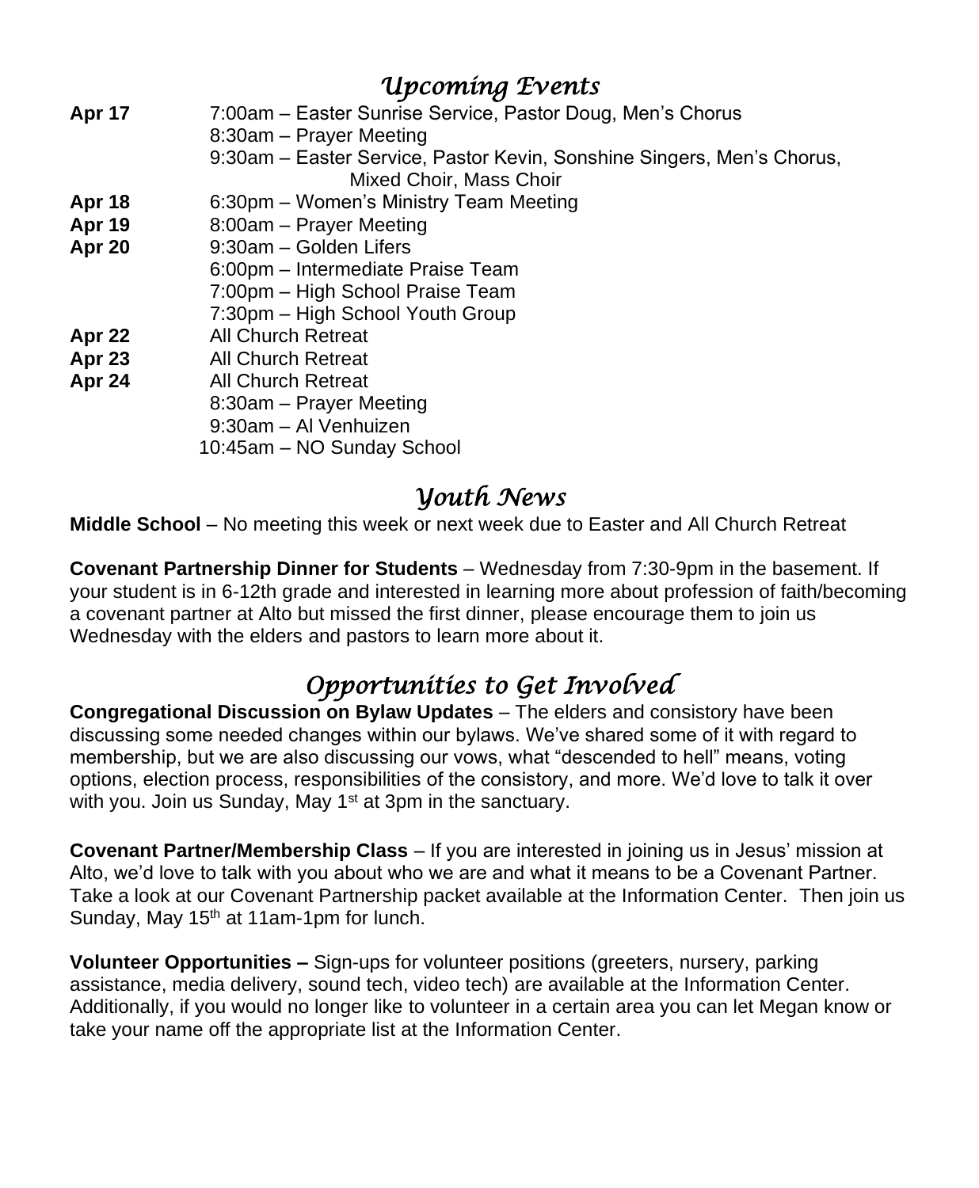## *Upcoming Events*

**Apr 17** 7:00am – Easter Sunrise Service, Pastor Doug, Men's Chorus
8:30am – Prayer Meeting
9:30am – Easter Service, Pastor Kevin, Sonshine Singers, Men's Chorus, Mixed Choir, Mass Choir

**Apr 18** 6:30pm – Women's Ministry Team Meeting

**Apr 19** 8:00am – Prayer Meeting

**Apr 20** 9:30am – Golden Lifers
6:00pm – Intermediate Praise Team
7:00pm – High School Praise Team
7:30pm – High School Youth Group

**Apr 22** All Church Retreat

**Apr 23** All Church Retreat

**Apr 24** All Church Retreat
8:30am – Prayer Meeting
9:30am – Al Venhuizen
10:45am – NO Sunday School

## *Youth News*

**Middle School** – No meeting this week or next week due to Easter and All Church Retreat

**Covenant Partnership Dinner for Students** – Wednesday from 7:30-9pm in the basement. If your student is in 6-12th grade and interested in learning more about profession of faith/becoming a covenant partner at Alto but missed the first dinner, please encourage them to join us Wednesday with the elders and pastors to learn more about it.

## *Opportunities to Get Involved*

**Congregational Discussion on Bylaw Updates** – The elders and consistory have been discussing some needed changes within our bylaws. We've shared some of it with regard to membership, but we are also discussing our vows, what "descended to hell" means, voting options, election process, responsibilities of the consistory, and more. We'd love to talk it over with you. Join us Sunday, May 1st at 3pm in the sanctuary.

**Covenant Partner/Membership Class** – If you are interested in joining us in Jesus' mission at Alto, we'd love to talk with you about who we are and what it means to be a Covenant Partner. Take a look at our Covenant Partnership packet available at the Information Center. Then join us Sunday, May 15th at 11am-1pm for lunch.

**Volunteer Opportunities –** Sign-ups for volunteer positions (greeters, nursery, parking assistance, media delivery, sound tech, video tech) are available at the Information Center. Additionally, if you would no longer like to volunteer in a certain area you can let Megan know or take your name off the appropriate list at the Information Center.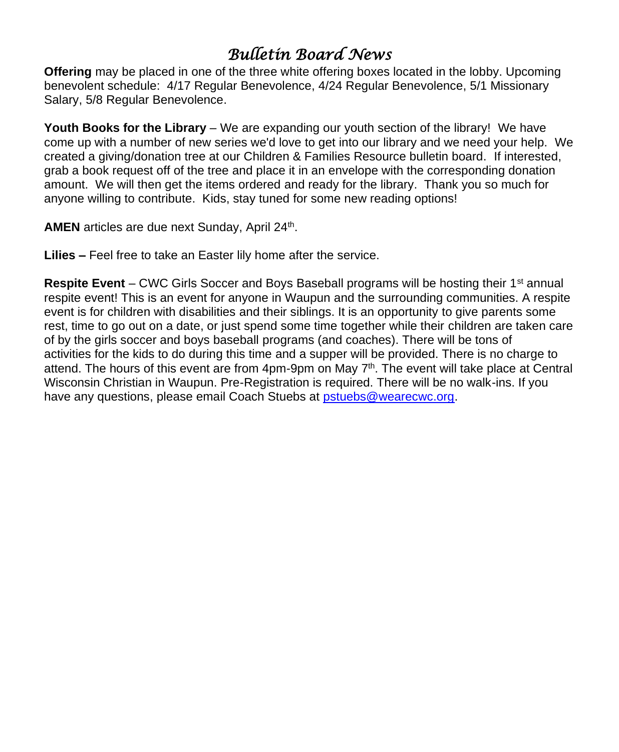# *Bulletin Board News*

**Offering** may be placed in one of the three white offering boxes located in the lobby. Upcoming benevolent schedule: 4/17 Regular Benevolence, 4/24 Regular Benevolence, 5/1 Missionary Salary, 5/8 Regular Benevolence.

**Youth Books for the Library** – We are expanding our youth section of the library! We have come up with a number of new series we'd love to get into our library and we need your help. We created a giving/donation tree at our Children & Families Resource bulletin board. If interested, grab a book request off of the tree and place it in an envelope with the corresponding donation amount. We will then get the items ordered and ready for the library. Thank you so much for anyone willing to contribute. Kids, stay tuned for some new reading options!

**AMEN** articles are due next Sunday, April 24th.

**Lilies –** Feel free to take an Easter lily home after the service.

**Respite Event** – CWC Girls Soccer and Boys Baseball programs will be hosting their 1st annual respite event! This is an event for anyone in Waupun and the surrounding communities. A respite event is for children with disabilities and their siblings. It is an opportunity to give parents some rest, time to go out on a date, or just spend some time together while their children are taken care of by the girls soccer and boys baseball programs (and coaches). There will be tons of activities for the kids to do during this time and a supper will be provided. There is no charge to attend. The hours of this event are from 4pm-9pm on May 7th. The event will take place at Central Wisconsin Christian in Waupun. Pre-Registration is required. There will be no walk-ins. If you have any questions, please email Coach Stuebs at pstuebs@wearecwc.org.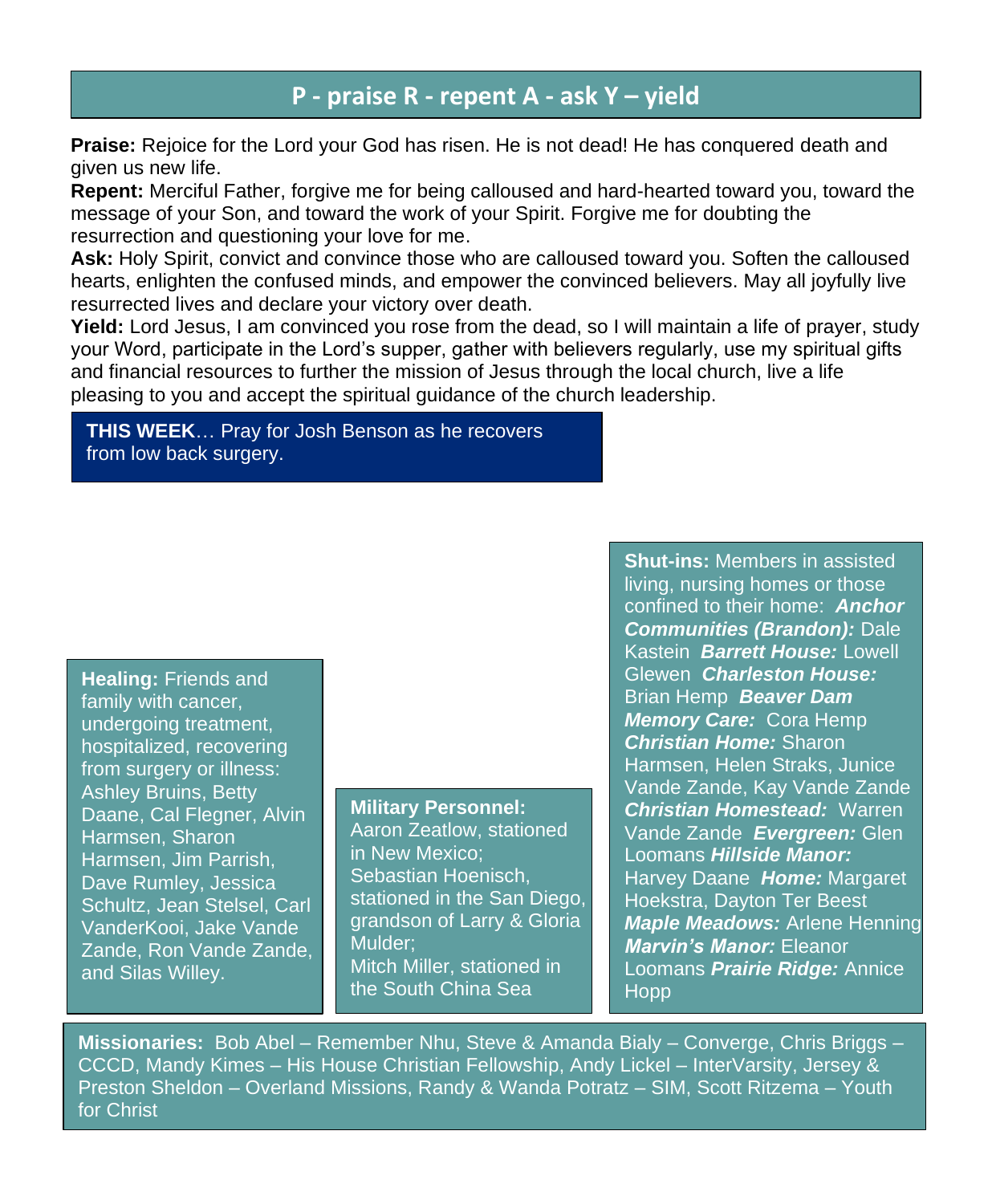## P - praise R - repent A - ask Y – yield

**Praise:** Rejoice for the Lord your God has risen. He is not dead! He has conquered death and given us new life.

**Repent:** Merciful Father, forgive me for being calloused and hard-hearted toward you, toward the message of your Son, and toward the work of your Spirit. Forgive me for doubting the resurrection and questioning your love for me.

**Ask:** Holy Spirit, convict and convince those who are calloused toward you. Soften the calloused hearts, enlighten the confused minds, and empower the convinced believers. May all joyfully live resurrected lives and declare your victory over death.

**Yield:** Lord Jesus, I am convinced you rose from the dead, so I will maintain a life of prayer, study your Word, participate in the Lord's supper, gather with believers regularly, use my spiritual gifts and financial resources to further the mission of Jesus through the local church, live a life pleasing to you and accept the spiritual guidance of the church leadership.

**THIS WEEK**… Pray for Josh Benson as he recovers from low back surgery.

**Healing:** Friends and family with cancer, undergoing treatment, hospitalized, recovering from surgery or illness: Ashley Bruins, Betty Daane, Cal Flegner, Alvin Harmsen, Sharon Harmsen, Jim Parrish, Dave Rumley, Jessica Schultz, Jean Stelsel, Carl VanderKooi, Jake Vande Zande, Ron Vande Zande, and Silas Willey.

**Military Personnel:** Aaron Zeatlow, stationed in New Mexico; Sebastian Hoenisch, stationed in the San Diego, grandson of Larry & Gloria Mulder; Mitch Miller, stationed in the South China Sea

**Shut-ins:** Members in assisted living, nursing homes or those confined to their home: ***Anchor Communities (Brandon):*** Dale Kastein ***Barrett House:*** Lowell Glewen ***Charleston House:*** Brian Hemp ***Beaver Dam Memory Care:*** Cora Hemp ***Christian Home:*** Sharon Harmsen, Helen Straks, Junice Vande Zande, Kay Vande Zande ***Christian Homestead:*** Warren Vande Zande ***Evergreen:*** Glen Loomans ***Hillside Manor:*** Harvey Daane ***Home:*** Margaret Hoekstra, Dayton Ter Beest ***Maple Meadows:*** Arlene Henning ***Marvin's Manor:*** Eleanor Loomans ***Prairie Ridge:*** Annice Hopp

**Missionaries:** Bob Abel – Remember Nhu, Steve & Amanda Bialy – Converge, Chris Briggs – CCCD, Mandy Kimes – His House Christian Fellowship, Andy Lickel – InterVarsity, Jersey & Preston Sheldon – Overland Missions, Randy & Wanda Potratz – SIM, Scott Ritzema – Youth for Christ